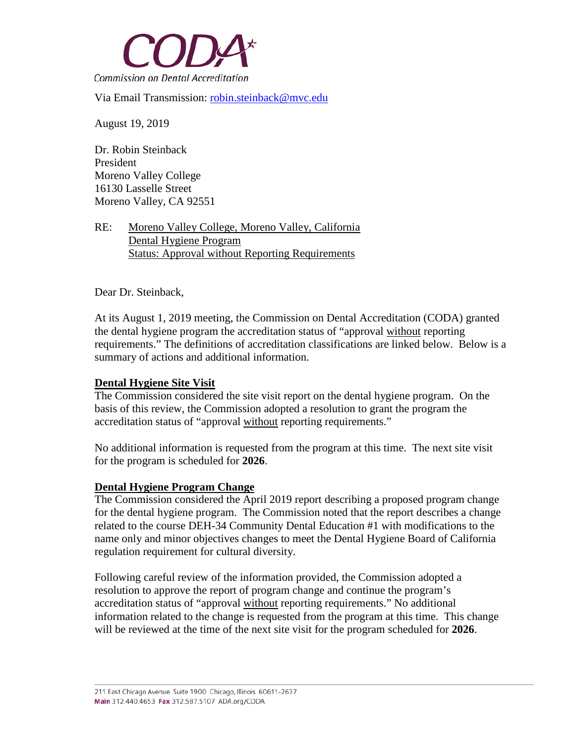# CODA

Commission on Dental Accreditation

Via Email Transmission: robin.steinback@mvc.edu

August 19, 2019

Dr. Robin Steinback
President
Moreno Valley College
16130 Lasselle Street
Moreno Valley, CA 92551

RE: Moreno Valley College, Moreno Valley, California
Dental Hygiene Program
Status: Approval without Reporting Requirements

Dear Dr. Steinback,

At its August 1, 2019 meeting, the Commission on Dental Accreditation (CODA) granted the dental hygiene program the accreditation status of "approval without reporting requirements." The definitions of accreditation classifications are linked below. Below is a summary of actions and additional information.

## Dental Hygiene Site Visit

The Commission considered the site visit report on the dental hygiene program. On the basis of this review, the Commission adopted a resolution to grant the program the accreditation status of "approval without reporting requirements."

No additional information is requested from the program at this time. The next site visit for the program is scheduled for **2026**.

## Dental Hygiene Program Change

The Commission considered the April 2019 report describing a proposed program change for the dental hygiene program. The Commission noted that the report describes a change related to the course DEH-34 Community Dental Education #1 with modifications to the name only and minor objectives changes to meet the Dental Hygiene Board of California regulation requirement for cultural diversity.

Following careful review of the information provided, the Commission adopted a resolution to approve the report of program change and continue the program's accreditation status of "approval without reporting requirements." No additional information related to the change is requested from the program at this time. This change will be reviewed at the time of the next site visit for the program scheduled for **2026**.

211 East Chicago Avenue Suite 1900 Chicago, Illinois 60611-2637
**Main** 312.440.4653 **Fax** 312.587.5107 ADA.org/CODA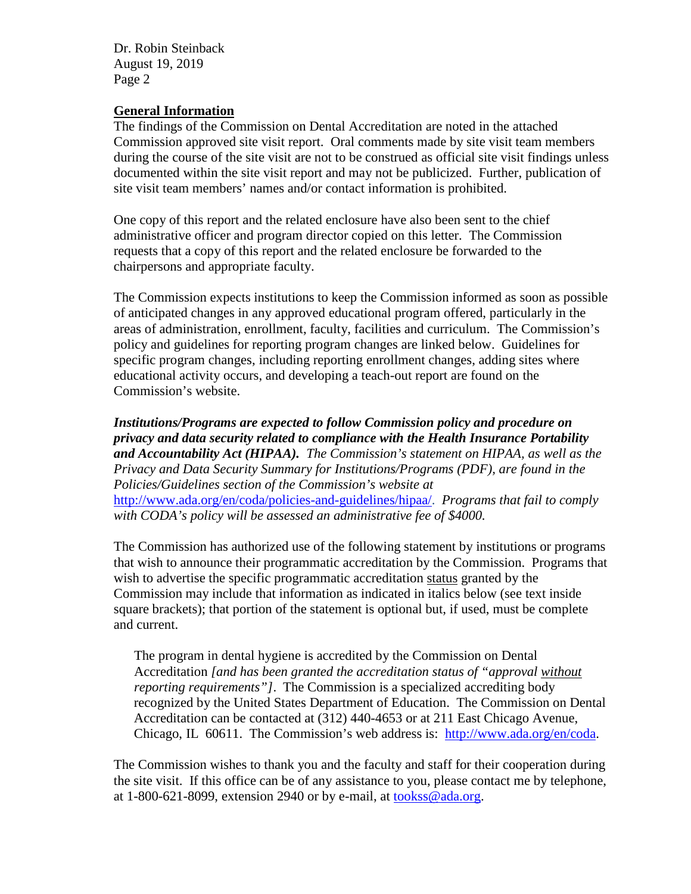## General Information

The findings of the Commission on Dental Accreditation are noted in the attached Commission approved site visit report. Oral comments made by site visit team members during the course of the site visit are not to be construed as official site visit findings unless documented within the site visit report and may not be publicized. Further, publication of site visit team members' names and/or contact information is prohibited.

One copy of this report and the related enclosure have also been sent to the chief administrative officer and program director copied on this letter. The Commission requests that a copy of this report and the related enclosure be forwarded to the chairpersons and appropriate faculty.

The Commission expects institutions to keep the Commission informed as soon as possible of anticipated changes in any approved educational program offered, particularly in the areas of administration, enrollment, faculty, facilities and curriculum. The Commission's policy and guidelines for reporting program changes are linked below. Guidelines for specific program changes, including reporting enrollment changes, adding sites where educational activity occurs, and developing a teach-out report are found on the Commission's website.

***Institutions/Programs are expected to follow Commission policy and procedure on privacy and data security related to compliance with the Health Insurance Portability and Accountability Act (HIPAA).*** *The Commission's statement on HIPAA, as well as the Privacy and Data Security Summary for Institutions/Programs (PDF), are found in the Policies/Guidelines section of the Commission's website at* http://www.ada.org/en/coda/policies-and-guidelines/hipaa/. *Programs that fail to comply with CODA's policy will be assessed an administrative fee of $4000.*

The Commission has authorized use of the following statement by institutions or programs that wish to announce their programmatic accreditation by the Commission. Programs that wish to advertise the specific programmatic accreditation status granted by the Commission may include that information as indicated in italics below (see text inside square brackets); that portion of the statement is optional but, if used, must be complete and current.

> The program in dental hygiene is accredited by the Commission on Dental Accreditation *[and has been granted the accreditation status of "approval without reporting requirements"]*. The Commission is a specialized accrediting body recognized by the United States Department of Education. The Commission on Dental Accreditation can be contacted at (312) 440-4653 or at 211 East Chicago Avenue, Chicago, IL 60611. The Commission's web address is: http://www.ada.org/en/coda.

The Commission wishes to thank you and the faculty and staff for their cooperation during the site visit. If this office can be of any assistance to you, please contact me by telephone, at 1-800-621-8099, extension 2940 or by e-mail, at tookss@ada.org.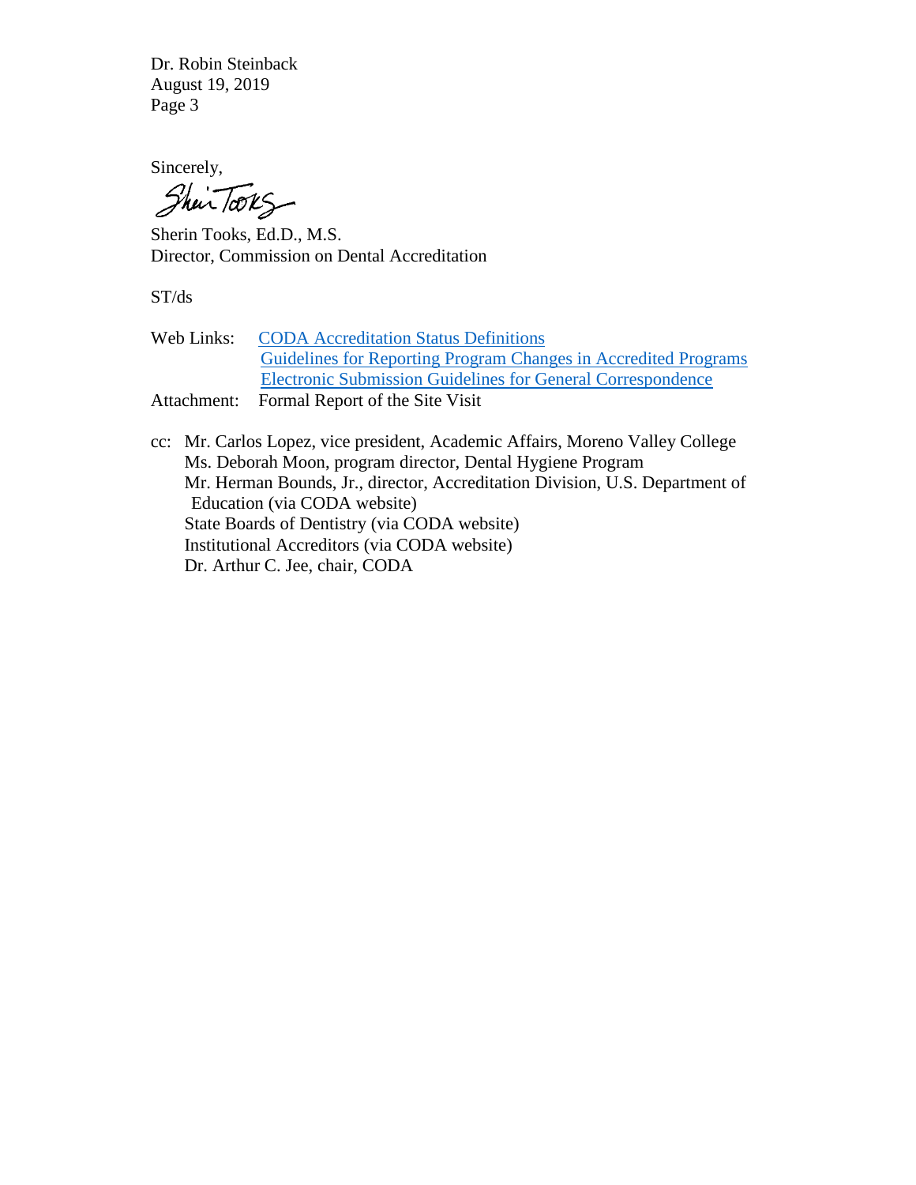Sincerely,

Sherin Tooks, Ed.D., M.S.
Director, Commission on Dental Accreditation

ST/ds

Web Links: CODA Accreditation Status Definitions
Guidelines for Reporting Program Changes in Accredited Programs
Electronic Submission Guidelines for General Correspondence

Attachment: Formal Report of the Site Visit

cc: Mr. Carlos Lopez, vice president, Academic Affairs, Moreno Valley College
Ms. Deborah Moon, program director, Dental Hygiene Program
Mr. Herman Bounds, Jr., director, Accreditation Division, U.S. Department of Education (via CODA website)
State Boards of Dentistry (via CODA website)
Institutional Accreditors (via CODA website)
Dr. Arthur C. Jee, chair, CODA